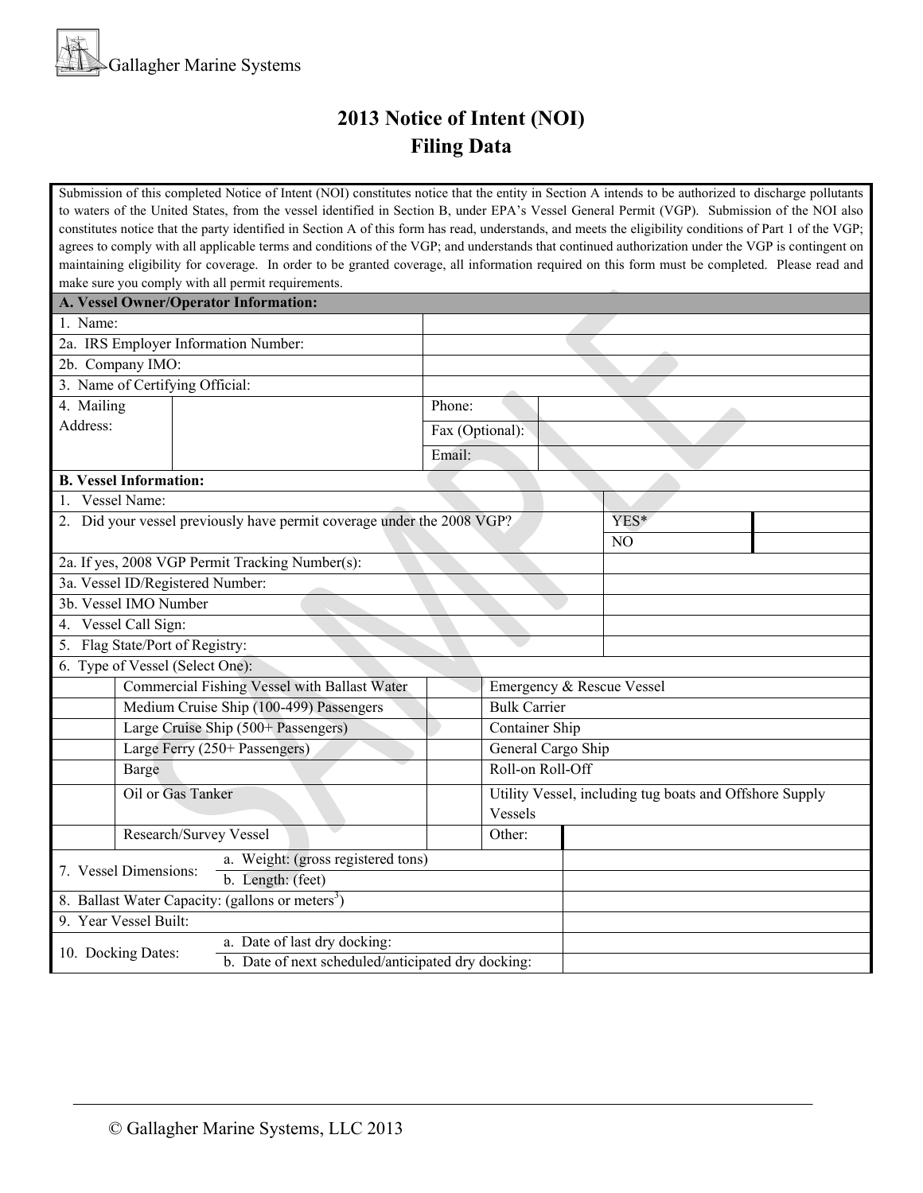Gallagher Marine Systems

# 2013 Notice of Intent (NOI)
# Filing Data

Submission of this completed Notice of Intent (NOI) constitutes notice that the entity in Section A intends to be authorized to discharge pollutants to waters of the United States, from the vessel identified in Section B, under EPA's Vessel General Permit (VGP). Submission of the NOI also constitutes notice that the party identified in Section A of this form has read, understands, and meets the eligibility conditions of Part 1 of the VGP; agrees to comply with all applicable terms and conditions of the VGP; and understands that continued authorization under the VGP is contingent on maintaining eligibility for coverage. In order to be granted coverage, all information required on this form must be completed. Please read and make sure you comply with all permit requirements.

| **A. Vessel Owner/Operator Information:** | | | |
|---|---|---|---|
| 1. Name: | | | |
| 2a. IRS Employer Information Number: | | | |
| 2b. Company IMO: | | | |
| 3. Name of Certifying Official: | | | |
| 4. Mailing Address: | | Phone: | |
| | | Fax (Optional): | |
| | | Email: | |

| **B. Vessel Information:** | | |
|---|---|---|
| 1. Vessel Name: | | |
| 2. Did your vessel previously have permit coverage under the 2008 VGP? | YES* | |
| | NO | |
| 2a. If yes, 2008 VGP Permit Tracking Number(s): | | |
| 3a. Vessel ID/Registered Number: | | |
| 3b. Vessel IMO Number | | |
| 4. Vessel Call Sign: | | |
| 5. Flag State/Port of Registry: | | |

| 6. Type of Vessel (Select One): | | | |
|---|---|---|---|
| | Commercial Fishing Vessel with Ballast Water | | Emergency & Rescue Vessel |
| | Medium Cruise Ship (100-499) Passengers | | Bulk Carrier |
| | Large Cruise Ship (500+ Passengers) | | Container Ship |
| | Large Ferry (250+ Passengers) | | General Cargo Ship |
| | Barge | | Roll-on Roll-Off |
| | Oil or Gas Tanker | | Utility Vessel, including tug boats and Offshore Supply Vessels |
| | Research/Survey Vessel | | Other: |

| | | |
|---|---|---|
| 7. Vessel Dimensions: | a. Weight: (gross registered tons) | |
| | b. Length: (feet) | |
| 8. Ballast Water Capacity: (gallons or meters$^3$) | | |
| 9. Year Vessel Built: | | |
| 10. Docking Dates: | a. Date of last dry docking: | |
| | b. Date of next scheduled/anticipated dry docking: | |

© Gallagher Marine Systems, LLC 2013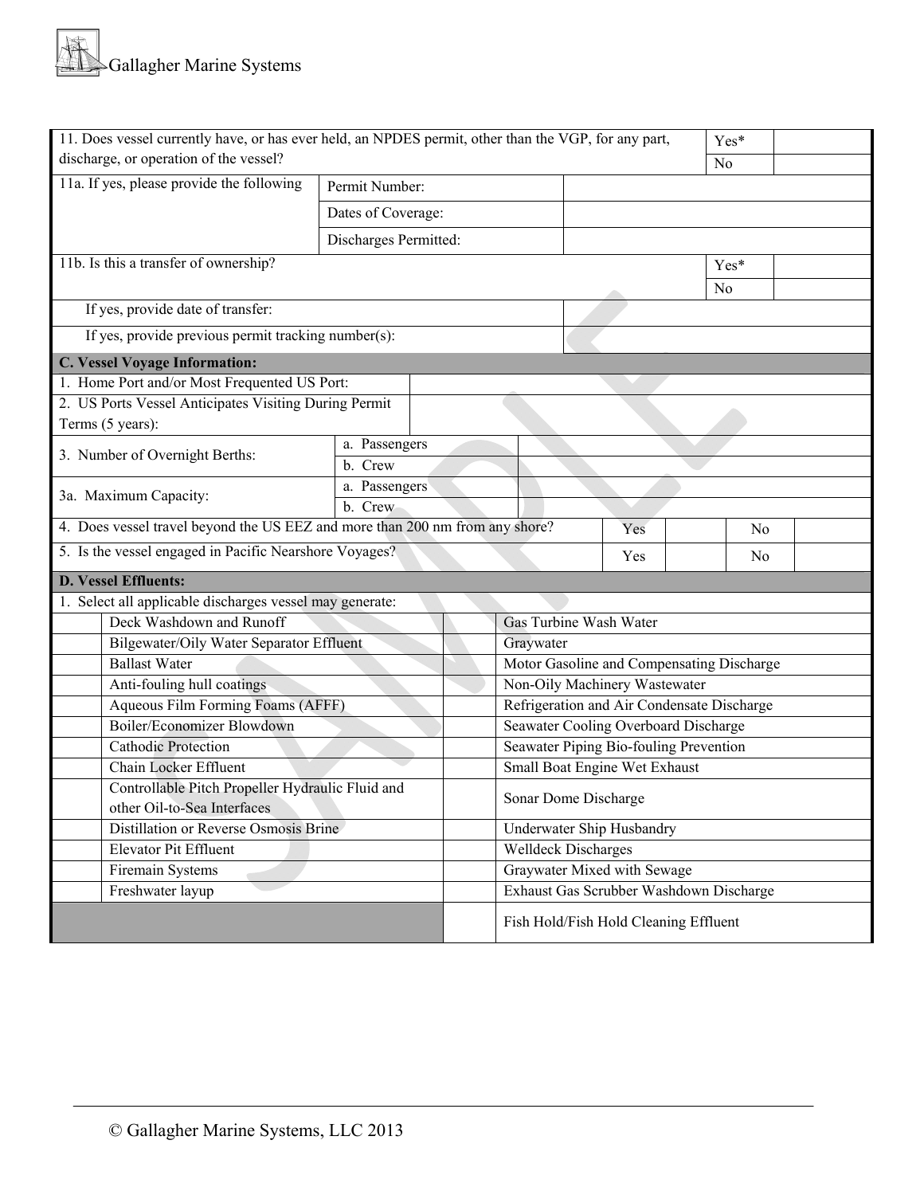| 11. Does vessel currently have, or has ever held, an NPDES permit, other than the VGP, for any part, discharge, or operation of the vessel? | | | Yes* | |
|---|---|---|---|---|
| | | | No | |
| 11a. If yes, please provide the following | Permit Number: | | | |
| | Dates of Coverage: | | | |
| | Discharges Permitted: | | | |
| 11b. Is this a transfer of ownership? | | | Yes* | |
| | | | No | |
| If yes, provide date of transfer: | | | | |
| If yes, provide previous permit tracking number(s): | | | | |

| **C. Vessel Voyage Information:** | | | | | |
|---|---|---|---|---|---|
| 1. Home Port and/or Most Frequented US Port: | | | | | |
| 2. US Ports Vessel Anticipates Visiting During Permit Terms (5 years): | | | | | |
| 3. Number of Overnight Berths: | a. Passengers | | | | |
| | b. Crew | | | | |
| 3a. Maximum Capacity: | a. Passengers | | | | |
| | b. Crew | | | | |
| 4. Does vessel travel beyond the US EEZ and more than 200 nm from any shore? | Yes | | No | | |
| 5. Is the vessel engaged in Pacific Nearshore Voyages? | Yes | | No | | |

| **D. Vessel Effluents:** | | | |
|---|---|---|---|
| 1. Select all applicable discharges vessel may generate: | | | |
| | Deck Washdown and Runoff | | Gas Turbine Wash Water |
| | Bilgewater/Oily Water Separator Effluent | | Graywater |
| | Ballast Water | | Motor Gasoline and Compensating Discharge |
| | Anti-fouling hull coatings | | Non-Oily Machinery Wastewater |
| | Aqueous Film Forming Foams (AFFF) | | Refrigeration and Air Condensate Discharge |
| | Boiler/Economizer Blowdown | | Seawater Cooling Overboard Discharge |
| | Cathodic Protection | | Seawater Piping Bio-fouling Prevention |
| | Chain Locker Effluent | | Small Boat Engine Wet Exhaust |
| | Controllable Pitch Propeller Hydraulic Fluid and other Oil-to-Sea Interfaces | | Sonar Dome Discharge |
| | Distillation or Reverse Osmosis Brine | | Underwater Ship Husbandry |
| | Elevator Pit Effluent | | Welldeck Discharges |
| | Firemain Systems | | Graywater Mixed with Sewage |
| | Freshwater layup | | Exhaust Gas Scrubber Washdown Discharge |
| | | | Fish Hold/Fish Hold Cleaning Effluent |

© Gallagher Marine Systems, LLC 2013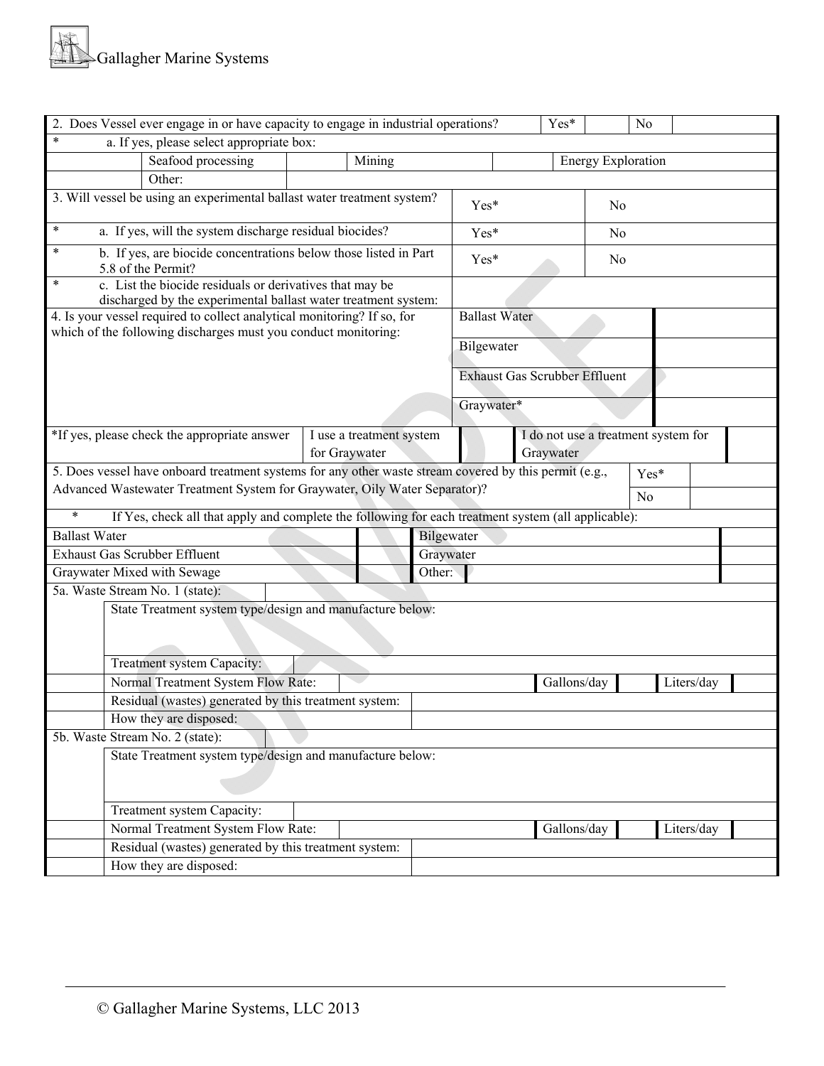Gallagher Marine Systems

| 2. Does Vessel ever engage in or have capacity to engage in industrial operations? | | | | | Yes* | | No | |
|---|---|---|---|---|---|---|---|---|
| * | a. If yes, please select appropriate box: | | | | | | | |
| | Seafood processing | | Mining | | | Energy Exploration | | |
| | Other: | | | | | | | |

| 3. Will vessel be using an experimental ballast water treatment system? | Yes* | | No | |
|---|---|---|---|---|
| * a. If yes, will the system discharge residual biocides? | Yes* | | No | |
| * b. If yes, are biocide concentrations below those listed in Part 5.8 of the Permit? | Yes* | | No | |
| * c. List the biocide residuals or derivatives that may be discharged by the experimental ballast water treatment system: | | | | |

| 4. Is your vessel required to collect analytical monitoring? If so, for which of the following discharges must you conduct monitoring: | Ballast Water | |
|---|---|---|
| | Bilgewater | |
| | Exhaust Gas Scrubber Effluent | |
| | Graywater* | |

| *If yes, please check the appropriate answer | I use a treatment system for Graywater | | I do not use a treatment system for Graywater | |
|---|---|---|---|---|

| 5. Does vessel have onboard treatment systems for any other waste stream covered by this permit (e.g., Advanced Wastewater Treatment System for Graywater, Oily Water Separator)? | Yes* | |
|---|---|---|
| | No | |

\* If Yes, check all that apply and complete the following for each treatment system (all applicable):

| Ballast Water | | Bilgewater | |
|---|---|---|---|
| Exhaust Gas Scrubber Effluent | | Graywater | |
| Graywater Mixed with Sewage | | Other: | |

| 5a. Waste Stream No. 1 (state): | | | | | |
|---|---|---|---|---|---|
| | State Treatment system type/design and manufacture below: | | | | |
| | Treatment system Capacity: | | | | |
| | Normal Treatment System Flow Rate: | | Gallons/day | | Liters/day |
| | Residual (wastes) generated by this treatment system: | | | | |
| | How they are disposed: | | | | |

| 5b. Waste Stream No. 2 (state): | | | | | |
|---|---|---|---|---|---|
| | State Treatment system type/design and manufacture below: | | | | |
| | Treatment system Capacity: | | | | |
| | Normal Treatment System Flow Rate: | | Gallons/day | | Liters/day |
| | Residual (wastes) generated by this treatment system: | | | | |
| | How they are disposed: | | | | |

© Gallagher Marine Systems, LLC 2013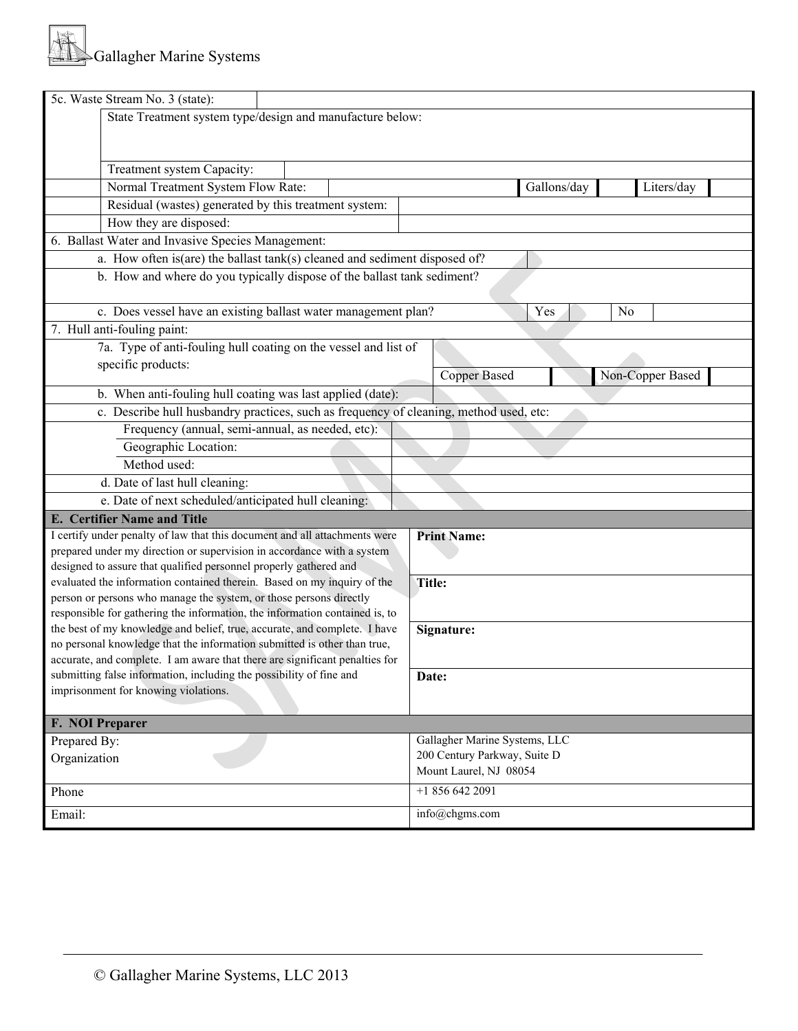| | | | | | | |
|---|---|---|---|---|---|---|
| 5c. Waste Stream No. 3 (state): | | | | | | |
| | State Treatment system type/design and manufacture below: | | | | | |
| | Treatment system Capacity: | | | | | |
| | Normal Treatment System Flow Rate: | | Gallons/day | | Liters/day | |
| | Residual (wastes) generated by this treatment system: | | | | | |
| | How they are disposed: | | | | | |
| 6. Ballast Water and Invasive Species Management: | | | | | | |
| | a. How often is(are) the ballast tank(s) cleaned and sediment disposed of? | | | | | |
| | b. How and where do you typically dispose of the ballast tank sediment? | | | | | |
| | c. Does vessel have an existing ballast water management plan? | | Yes | | No | |
| 7. Hull anti-fouling paint: | | | | | | |
| | 7a. Type of anti-fouling hull coating on the vessel and list of specific products: | | | | | |
| | | | Copper Based | | Non-Copper Based | |
| | b. When anti-fouling hull coating was last applied (date): | | | | | |
| | c. Describe hull husbandry practices, such as frequency of cleaning, method used, etc: | | | | | |
| | Frequency (annual, semi-annual, as needed, etc): | | | | | |
| | Geographic Location: | | | | | |
| | Method used: | | | | | |
| | d. Date of last hull cleaning: | | | | | |
| | e. Date of next scheduled/anticipated hull cleaning: | | | | | |

**E. Certifier Name and Title**

| | |
|---|---|
| I certify under penalty of law that this document and all attachments were prepared under my direction or supervision in accordance with a system designed to assure that qualified personnel properly gathered and evaluated the information contained therein. Based on my inquiry of the person or persons who manage the system, or those persons directly responsible for gathering the information, the information contained is, to the best of my knowledge and belief, true, accurate, and complete. I have no personal knowledge that the information submitted is other than true, accurate, and complete. I am aware that there are significant penalties for submitting false information, including the possibility of fine and imprisonment for knowing violations. | **Print Name:** |
| | **Title:** |
| | **Signature:** |
| | **Date:** |

**F. NOI Preparer**

| | |
|---|---|
| Prepared By: Organization | Gallagher Marine Systems, LLC 200 Century Parkway, Suite D Mount Laurel, NJ 08054 |
| Phone | +1 856 642 2091 |
| Email: | info@chgms.com |